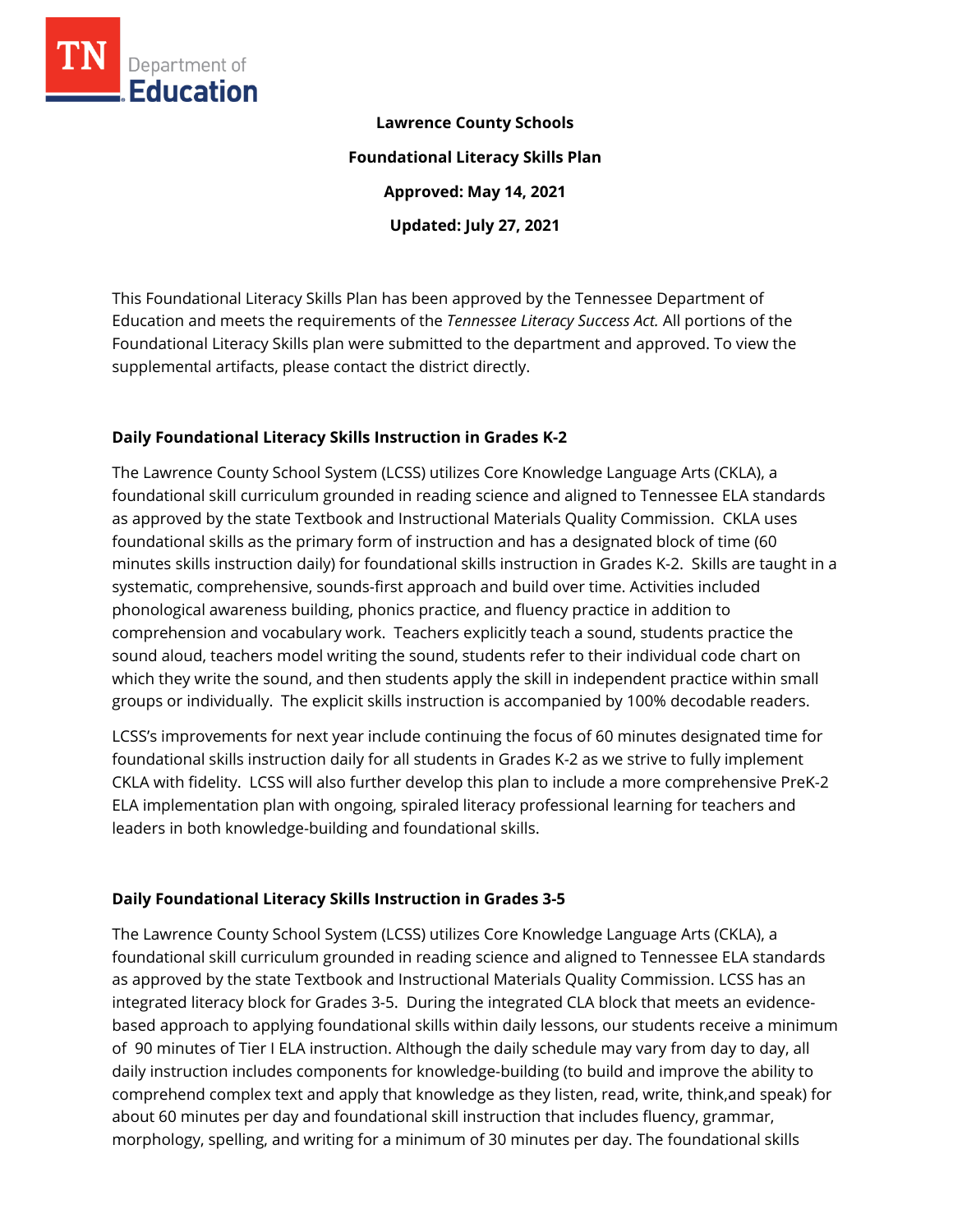**Lawrence County Schools**

**Foundational Literacy Skills Plan**

**Approved: May 14, 2021**

**Updated: July 27, 2021**

This Foundational Literacy Skills Plan has been approved by the Tennessee Department of Education and meets the requirements of the *Tennessee Literacy Success Act.* All portions of the Foundational Literacy Skills plan were submitted to the department and approved. To view the supplemental artifacts, please contact the district directly.

## Daily Foundational Literacy Skills Instruction in Grades K-2

The Lawrence County School System (LCSS) utilizes Core Knowledge Language Arts (CKLA), a foundational skill curriculum grounded in reading science and aligned to Tennessee ELA standards as approved by the state Textbook and Instructional Materials Quality Commission. CKLA uses foundational skills as the primary form of instruction and has a designated block of time (60 minutes skills instruction daily) for foundational skills instruction in Grades K-2. Skills are taught in a systematic, comprehensive, sounds-first approach and build over time. Activities included phonological awareness building, phonics practice, and fluency practice in addition to comprehension and vocabulary work. Teachers explicitly teach a sound, students practice the sound aloud, teachers model writing the sound, students refer to their individual code chart on which they write the sound, and then students apply the skill in independent practice within small groups or individually. The explicit skills instruction is accompanied by 100% decodable readers.

LCSS's improvements for next year include continuing the focus of 60 minutes designated time for foundational skills instruction daily for all students in Grades K-2 as we strive to fully implement CKLA with fidelity. LCSS will also further develop this plan to include a more comprehensive PreK-2 ELA implementation plan with ongoing, spiraled literacy professional learning for teachers and leaders in both knowledge-building and foundational skills.

## Daily Foundational Literacy Skills Instruction in Grades 3-5

The Lawrence County School System (LCSS) utilizes Core Knowledge Language Arts (CKLA), a foundational skill curriculum grounded in reading science and aligned to Tennessee ELA standards as approved by the state Textbook and Instructional Materials Quality Commission. LCSS has an integrated literacy block for Grades 3-5. During the integrated CLA block that meets an evidence-based approach to applying foundational skills within daily lessons, our students receive a minimum of 90 minutes of Tier I ELA instruction. Although the daily schedule may vary from day to day, all daily instruction includes components for knowledge-building (to build and improve the ability to comprehend complex text and apply that knowledge as they listen, read, write, think,and speak) for about 60 minutes per day and foundational skill instruction that includes fluency, grammar, morphology, spelling, and writing for a minimum of 30 minutes per day. The foundational skills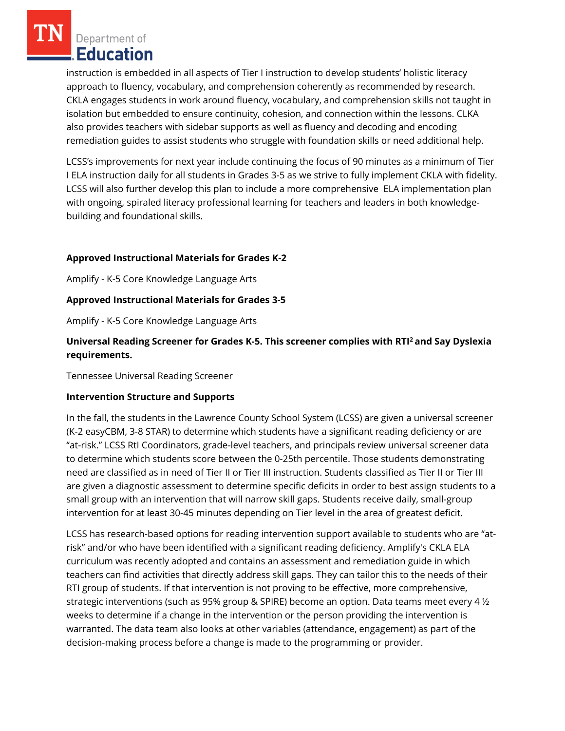instruction is embedded in all aspects of Tier I instruction to develop students' holistic literacy approach to fluency, vocabulary, and comprehension coherently as recommended by research. CKLA engages students in work around fluency, vocabulary, and comprehension skills not taught in isolation but embedded to ensure continuity, cohesion, and connection within the lessons. CLKA also provides teachers with sidebar supports as well as fluency and decoding and encoding remediation guides to assist students who struggle with foundation skills or need additional help.

LCSS's improvements for next year include continuing the focus of 90 minutes as a minimum of Tier I ELA instruction daily for all students in Grades 3-5 as we strive to fully implement CKLA with fidelity. LCSS will also further develop this plan to include a more comprehensive ELA implementation plan with ongoing, spiraled literacy professional learning for teachers and leaders in both knowledge-building and foundational skills.

**Approved Instructional Materials for Grades K-2**

Amplify - K-5 Core Knowledge Language Arts

**Approved Instructional Materials for Grades 3-5**

Amplify - K-5 Core Knowledge Language Arts

**Universal Reading Screener for Grades K-5. This screener complies with RTI² and Say Dyslexia requirements.**

Tennessee Universal Reading Screener

**Intervention Structure and Supports**

In the fall, the students in the Lawrence County School System (LCSS) are given a universal screener (K-2 easyCBM, 3-8 STAR) to determine which students have a significant reading deficiency or are "at-risk." LCSS RtI Coordinators, grade-level teachers, and principals review universal screener data to determine which students score between the 0-25th percentile. Those students demonstrating need are classified as in need of Tier II or Tier III instruction. Students classified as Tier II or Tier III are given a diagnostic assessment to determine specific deficits in order to best assign students to a small group with an intervention that will narrow skill gaps. Students receive daily, small-group intervention for at least 30-45 minutes depending on Tier level in the area of greatest deficit.

LCSS has research-based options for reading intervention support available to students who are "at-risk" and/or who have been identified with a significant reading deficiency. Amplify's CKLA ELA curriculum was recently adopted and contains an assessment and remediation guide in which teachers can find activities that directly address skill gaps. They can tailor this to the needs of their RTI group of students. If that intervention is not proving to be effective, more comprehensive, strategic interventions (such as 95% group & SPIRE) become an option. Data teams meet every 4 ½ weeks to determine if a change in the intervention or the person providing the intervention is warranted. The data team also looks at other variables (attendance, engagement) as part of the decision-making process before a change is made to the programming or provider.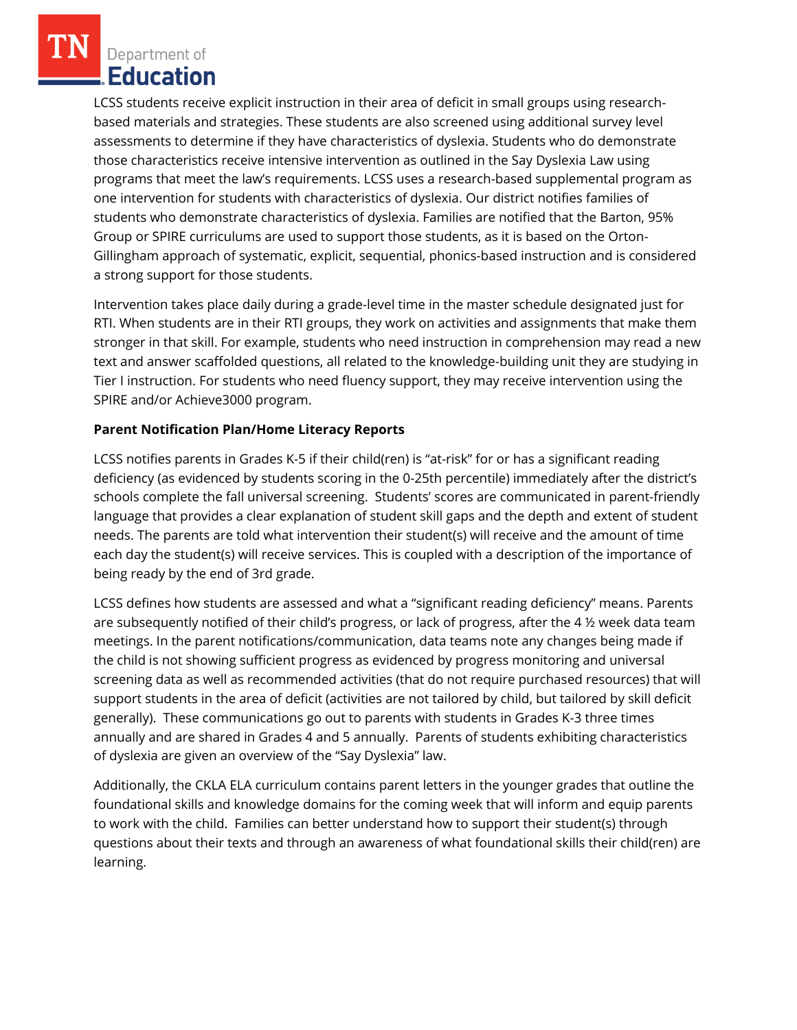LCSS students receive explicit instruction in their area of deficit in small groups using research-based materials and strategies. These students are also screened using additional survey level assessments to determine if they have characteristics of dyslexia. Students who do demonstrate those characteristics receive intensive intervention as outlined in the Say Dyslexia Law using programs that meet the law's requirements. LCSS uses a research-based supplemental program as one intervention for students with characteristics of dyslexia. Our district notifies families of students who demonstrate characteristics of dyslexia. Families are notified that the Barton, 95% Group or SPIRE curriculums are used to support those students, as it is based on the Orton-Gillingham approach of systematic, explicit, sequential, phonics-based instruction and is considered a strong support for those students.

Intervention takes place daily during a grade-level time in the master schedule designated just for RTI. When students are in their RTI groups, they work on activities and assignments that make them stronger in that skill. For example, students who need instruction in comprehension may read a new text and answer scaffolded questions, all related to the knowledge-building unit they are studying in Tier I instruction. For students who need fluency support, they may receive intervention using the SPIRE and/or Achieve3000 program.

**Parent Notification Plan/Home Literacy Reports**

LCSS notifies parents in Grades K-5 if their child(ren) is "at-risk" for or has a significant reading deficiency (as evidenced by students scoring in the 0-25th percentile) immediately after the district's schools complete the fall universal screening. Students' scores are communicated in parent-friendly language that provides a clear explanation of student skill gaps and the depth and extent of student needs. The parents are told what intervention their student(s) will receive and the amount of time each day the student(s) will receive services. This is coupled with a description of the importance of being ready by the end of 3rd grade.

LCSS defines how students are assessed and what a "significant reading deficiency" means. Parents are subsequently notified of their child's progress, or lack of progress, after the 4 ½ week data team meetings. In the parent notifications/communication, data teams note any changes being made if the child is not showing sufficient progress as evidenced by progress monitoring and universal screening data as well as recommended activities (that do not require purchased resources) that will support students in the area of deficit (activities are not tailored by child, but tailored by skill deficit generally). These communications go out to parents with students in Grades K-3 three times annually and are shared in Grades 4 and 5 annually. Parents of students exhibiting characteristics of dyslexia are given an overview of the "Say Dyslexia" law.

Additionally, the CKLA ELA curriculum contains parent letters in the younger grades that outline the foundational skills and knowledge domains for the coming week that will inform and equip parents to work with the child. Families can better understand how to support their student(s) through questions about their texts and through an awareness of what foundational skills their child(ren) are learning.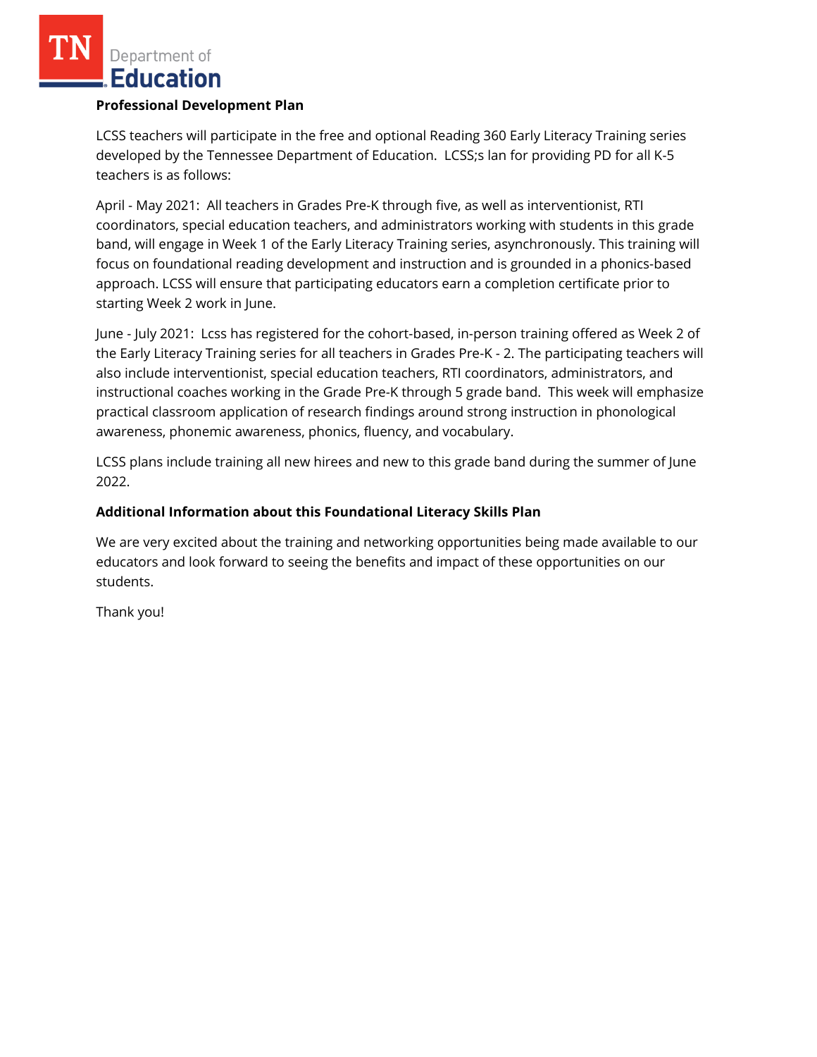**Professional Development Plan**

LCSS teachers will participate in the free and optional Reading 360 Early Literacy Training series developed by the Tennessee Department of Education.  LCSS;s lan for providing PD for all K-5 teachers is as follows:

April - May 2021:  All teachers in Grades Pre-K through five, as well as interventionist, RTI coordinators, special education teachers, and administrators working with students in this grade band, will engage in Week 1 of the Early Literacy Training series, asynchronously. This training will focus on foundational reading development and instruction and is grounded in a phonics-based approach. LCSS will ensure that participating educators earn a completion certificate prior to starting Week 2 work in June.

June - July 2021:  Lcss has registered for the cohort-based, in-person training offered as Week 2 of the Early Literacy Training series for all teachers in Grades Pre-K - 2. The participating teachers will also include interventionist, special education teachers, RTI coordinators, administrators, and instructional coaches working in the Grade Pre-K through 5 grade band.  This week will emphasize practical classroom application of research findings around strong instruction in phonological awareness, phonemic awareness, phonics, fluency, and vocabulary.

LCSS plans include training all new hirees and new to this grade band during the summer of June 2022.

**Additional Information about this Foundational Literacy Skills Plan**

We are very excited about the training and networking opportunities being made available to our educators and look forward to seeing the benefits and impact of these opportunities on our students.

Thank you!